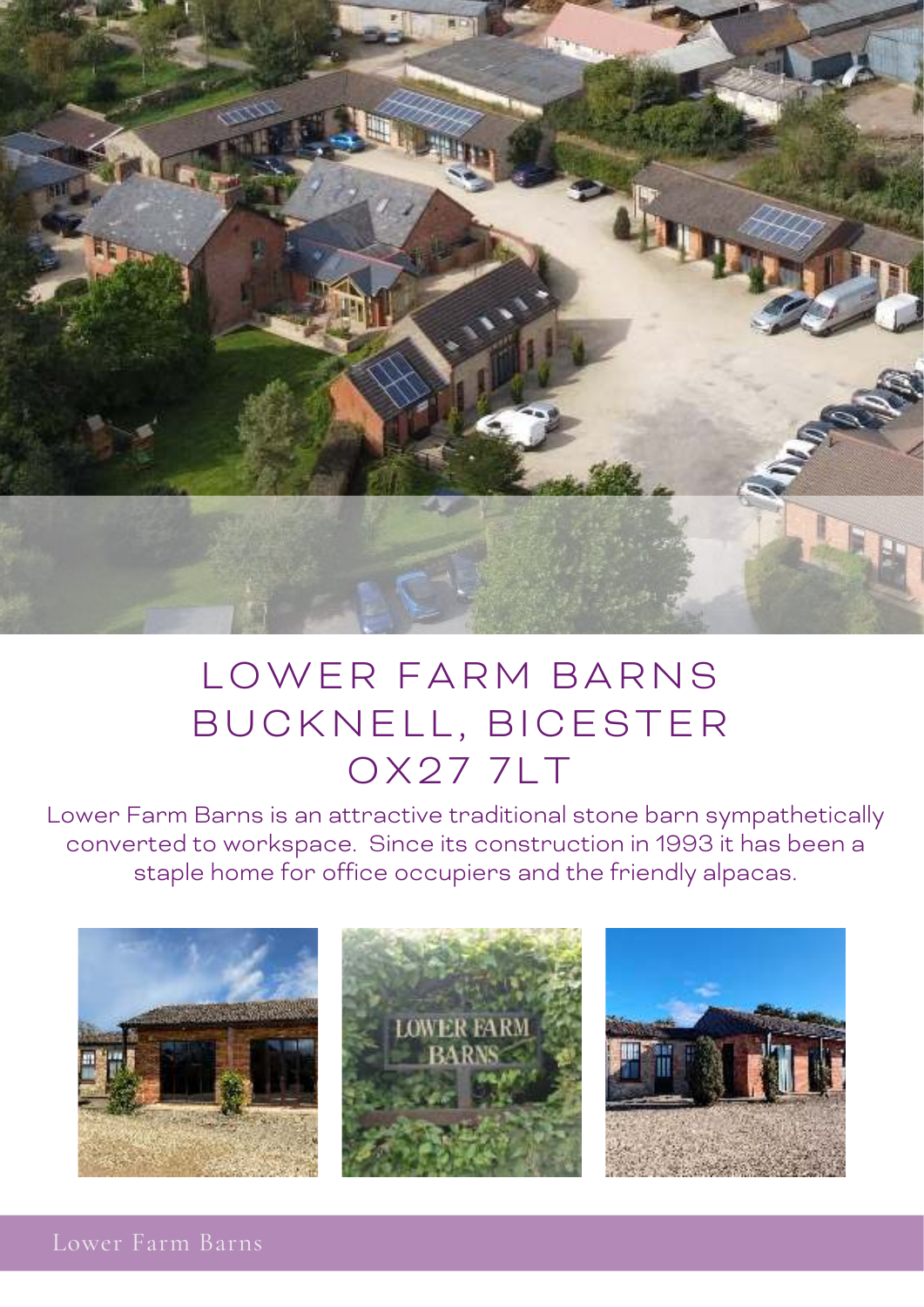# LOWER FARM BARNS
# BUCKNELL, BICESTER
# OX27 7LT

Lower Farm Barns is an attractive traditional stone barn sympathetically converted to workspace. Since its construction in 1993 it has been a staple home for office occupiers and the friendly alpacas.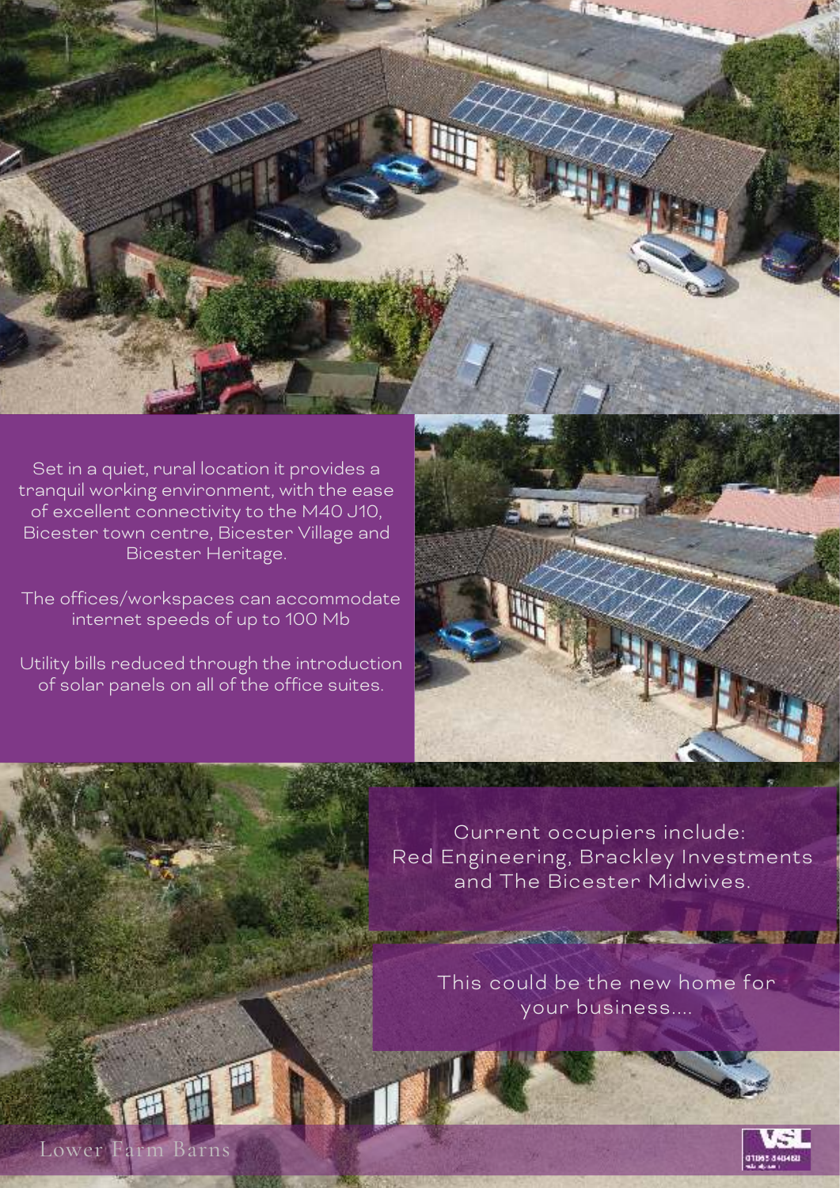Set in a quiet, rural location it provides a tranquil working environment, with the ease of excellent connectivity to the M40 J10, Bicester town centre, Bicester Village and Bicester Heritage.

The offices/workspaces can accommodate internet speeds of up to 100 Mb

Utility bills reduced through the introduction of solar panels on all of the office suites.

Current occupiers include: Red Engineering, Brackley Investments and The Bicester Midwives.

This could be the new home for your business....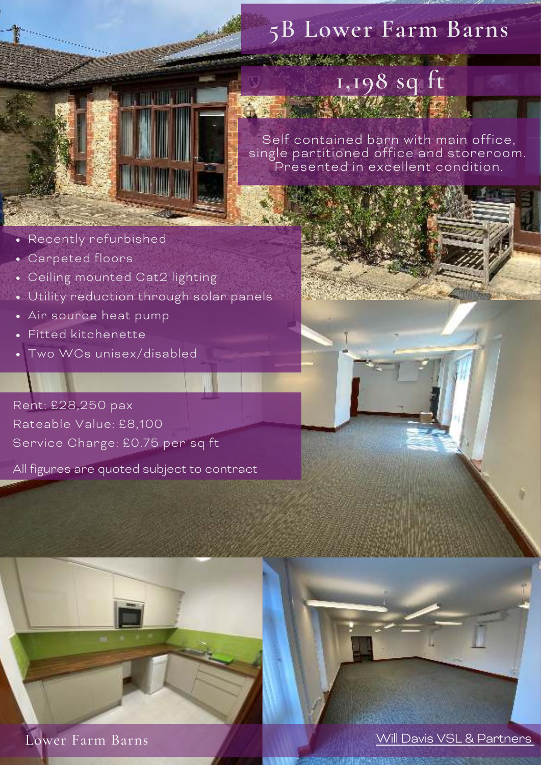# 5B Lower Farm Barns

## 1,198 sq ft

Self contained barn with main office, single partitioned office and storeroom. Presented in excellent condition.

- Recently refurbished
- Carpeted floors
- Ceiling mounted Cat2 lighting
- Utility reduction through solar panels
- Air source heat pump
- Fitted kitchenette
- Two WCs unisex/disabled

Rent: £28,250 pax

Rateable Value: £8,100

Service Charge: £0.75 per sq ft

All figures are quoted subject to contract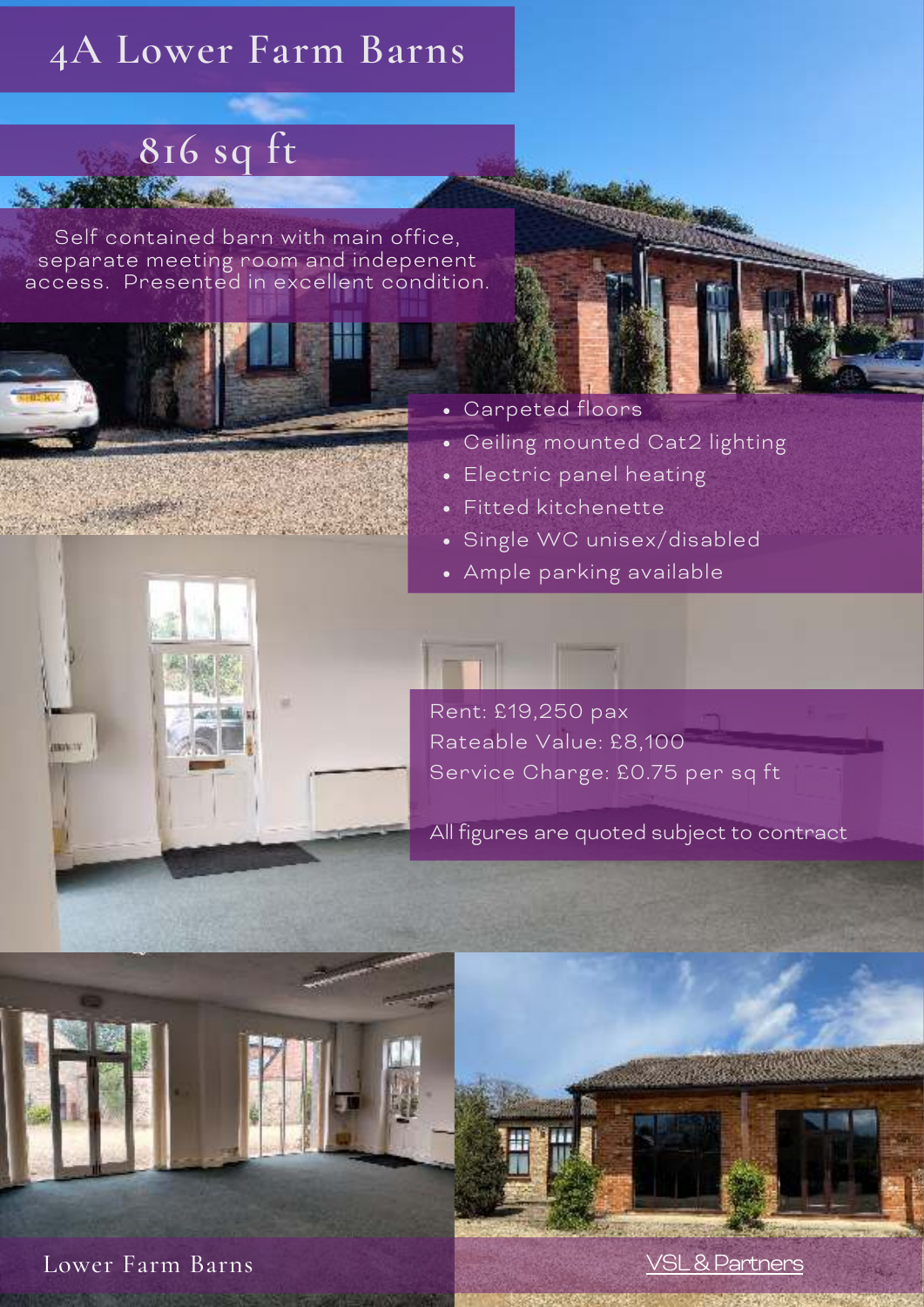# 4A Lower Farm Barns

## 816 sq ft

Self contained barn with main office, separate meeting room and indepenent access. Presented in excellent condition.

- Carpeted floors
- Ceiling mounted Cat2 lighting
- Electric panel heating
- Fitted kitchenette
- Single WC unisex/disabled
- Ample parking available

Rent: £19,250 pax
Rateable Value: £8,100
Service Charge: £0.75 per sq ft

All figures are quoted subject to contract

Lower Farm Barns

VSL & Partners